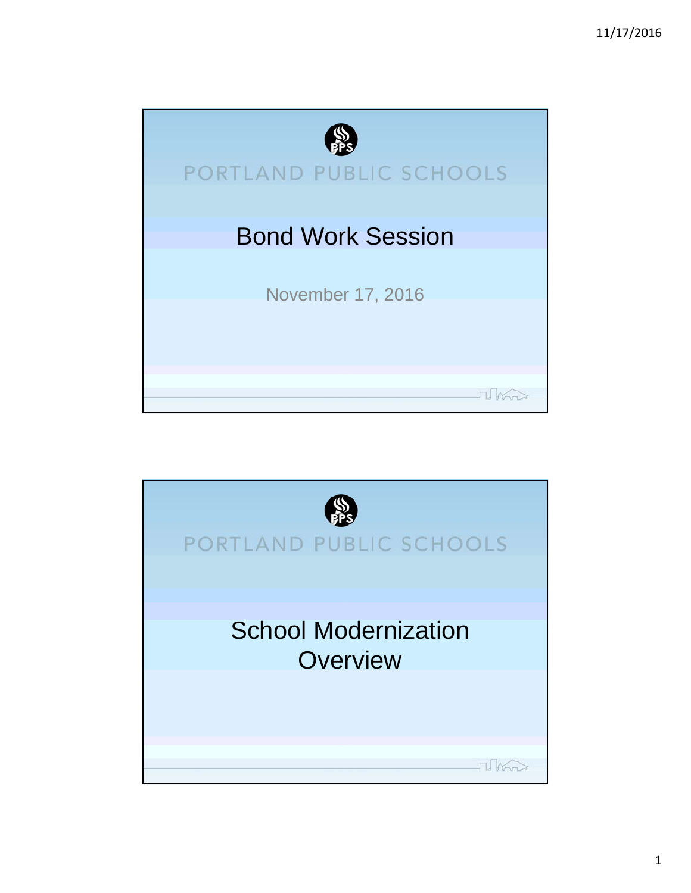PORTLAND PUBLIC SCHOOLS

# Bond Work Session

November 17, 2016

PORTLAND PUBLIC SCHOOLS

# School Modernization Overview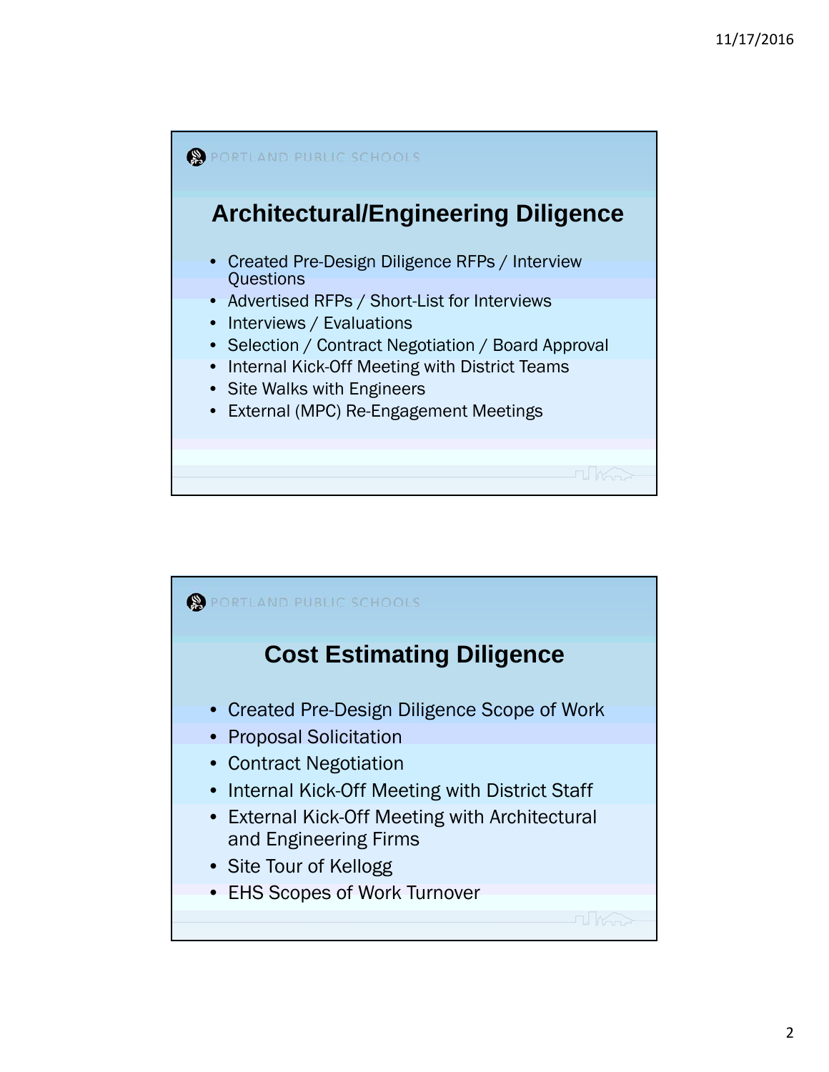PORTLAND PUBLIC SCHOOLS

## Architectural/Engineering Diligence

- Created Pre-Design Diligence RFPs / Interview Questions
- Advertised RFPs / Short-List for Interviews
- Interviews / Evaluations
- Selection / Contract Negotiation / Board Approval
- Internal Kick-Off Meeting with District Teams
- Site Walks with Engineers
- External (MPC) Re-Engagement Meetings

PORTLAND PUBLIC SCHOOLS

## Cost Estimating Diligence

- Created Pre-Design Diligence Scope of Work
- Proposal Solicitation
- Contract Negotiation
- Internal Kick-Off Meeting with District Staff
- External Kick-Off Meeting with Architectural and Engineering Firms
- Site Tour of Kellogg
- EHS Scopes of Work Turnover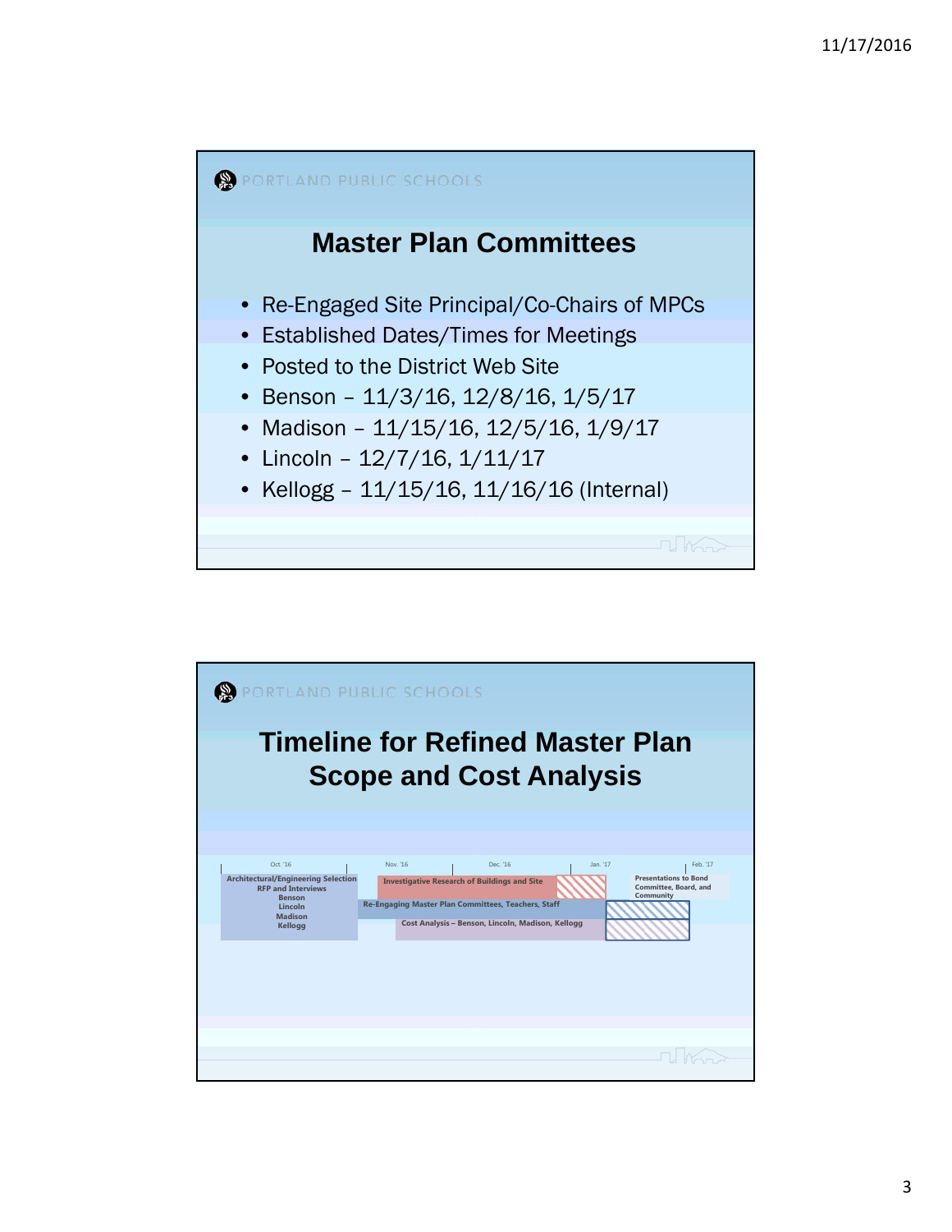PORTLAND PUBLIC SCHOOLS

## Master Plan Committees

- Re-Engaged Site Principal/Co-Chairs of MPCs
- Established Dates/Times for Meetings
- Posted to the District Web Site
- Benson – 11/3/16, 12/8/16, 1/5/17
- Madison – 11/15/16, 12/5/16, 1/9/17
- Lincoln – 12/7/16, 1/11/17
- Kellogg – 11/15/16, 11/16/16 (Internal)

PORTLAND PUBLIC SCHOOLS

## Timeline for Refined Master Plan Scope and Cost Analysis

Oct. '16 | Nov. '16 | Dec. '16 | Jan. '17 | Feb. '17

- Architectural/Engineering Selection RFP and Interviews: Benson, Lincoln, Madison, Kellogg
- Investigative Research of Buildings and Site
- Re-Engaging Master Plan Committees, Teachers, Staff
- Cost Analysis – Benson, Lincoln, Madison, Kellogg
- Presentations to Bond Committee, Board, and Community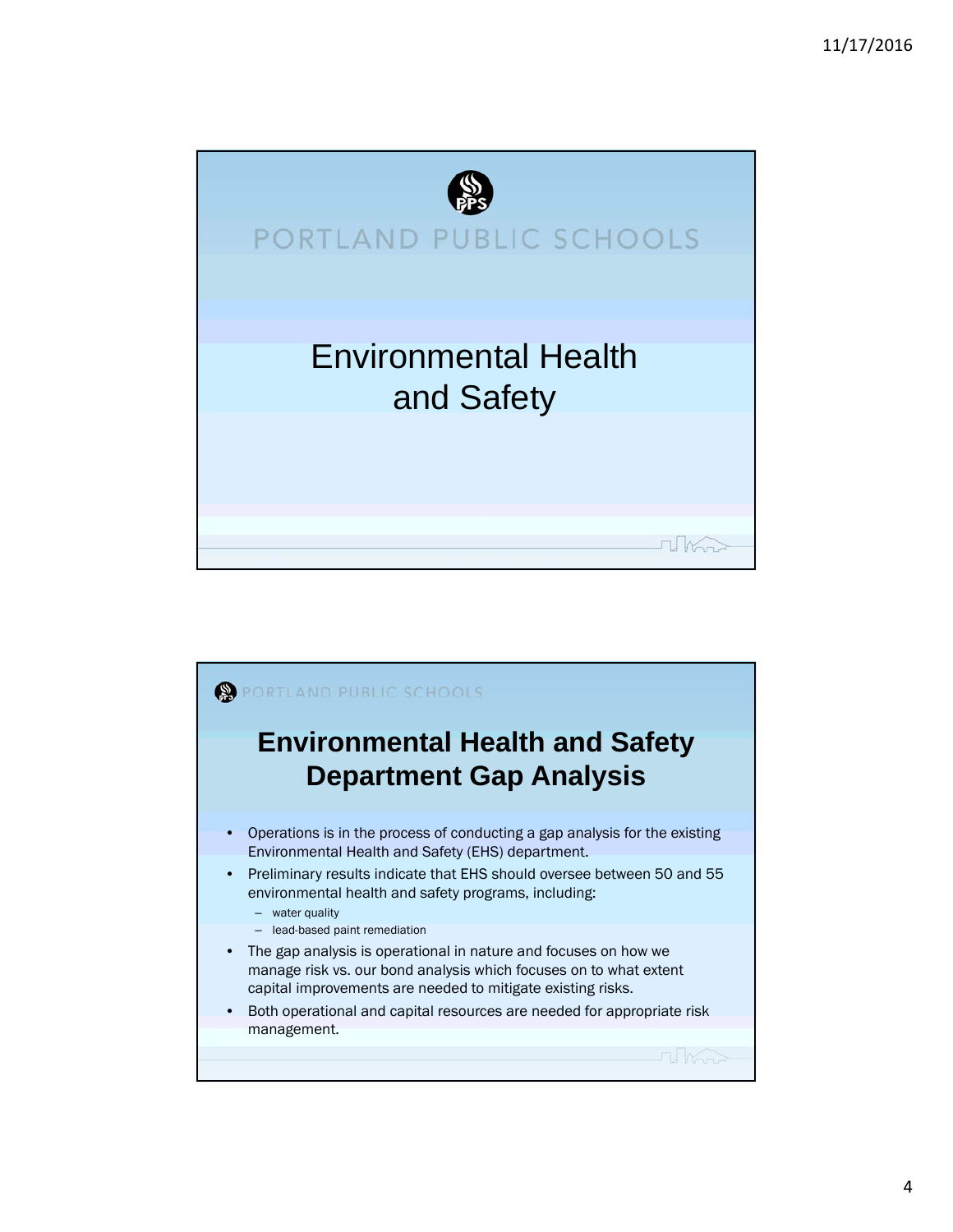PORTLAND PUBLIC SCHOOLS

# Environmental Health and Safety

PORTLAND PUBLIC SCHOOLS

## Environmental Health and Safety Department Gap Analysis

- Operations is in the process of conducting a gap analysis for the existing Environmental Health and Safety (EHS) department.
- Preliminary results indicate that EHS should oversee between 50 and 55 environmental health and safety programs, including:
  - water quality
  - lead-based paint remediation
- The gap analysis is operational in nature and focuses on how we manage risk vs. our bond analysis which focuses on to what extent capital improvements are needed to mitigate existing risks.
- Both operational and capital resources are needed for appropriate risk management.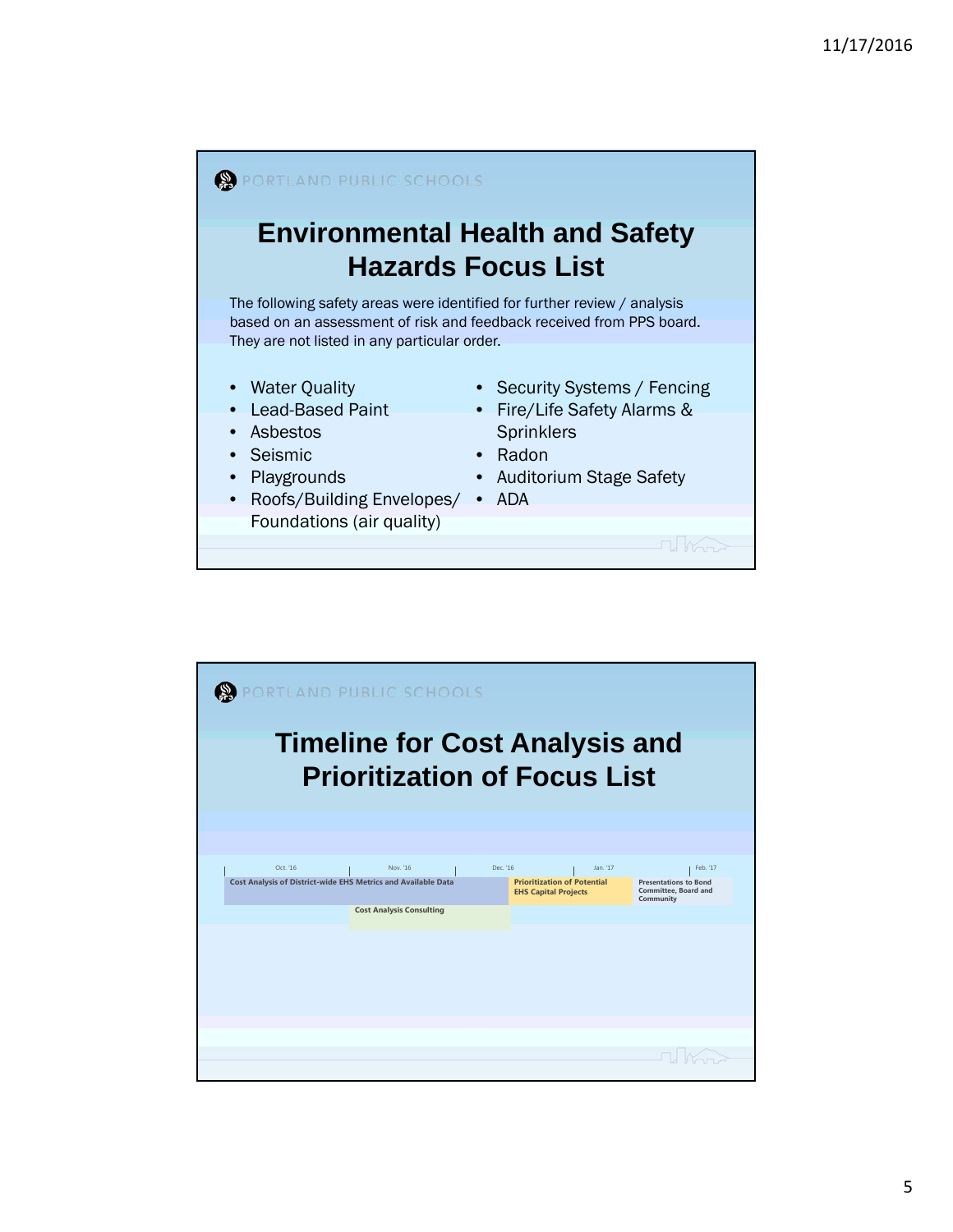PORTLAND PUBLIC SCHOOLS

# Environmental Health and Safety Hazards Focus List

The following safety areas were identified for further review / analysis based on an assessment of risk and feedback received from PPS board. They are not listed in any particular order.

- Water Quality
- Lead-Based Paint
- Asbestos
- Seismic
- Playgrounds
- Roofs/Building Envelopes/ Foundations (air quality)
- Security Systems / Fencing
- Fire/Life Safety Alarms & Sprinklers
- Radon
- Auditorium Stage Safety
- ADA

PORTLAND PUBLIC SCHOOLS

# Timeline for Cost Analysis and Prioritization of Focus List

| Oct. '16 | Nov. '16 | Dec. '16 | Jan. '17 | Feb. '17 |
|---|---|---|---|---|
| Cost Analysis of District-wide EHS Metrics and Available Data | | | Prioritization of Potential EHS Capital Projects | Presentations to Bond Committee, Board and Community |
| | Cost Analysis Consulting | | | |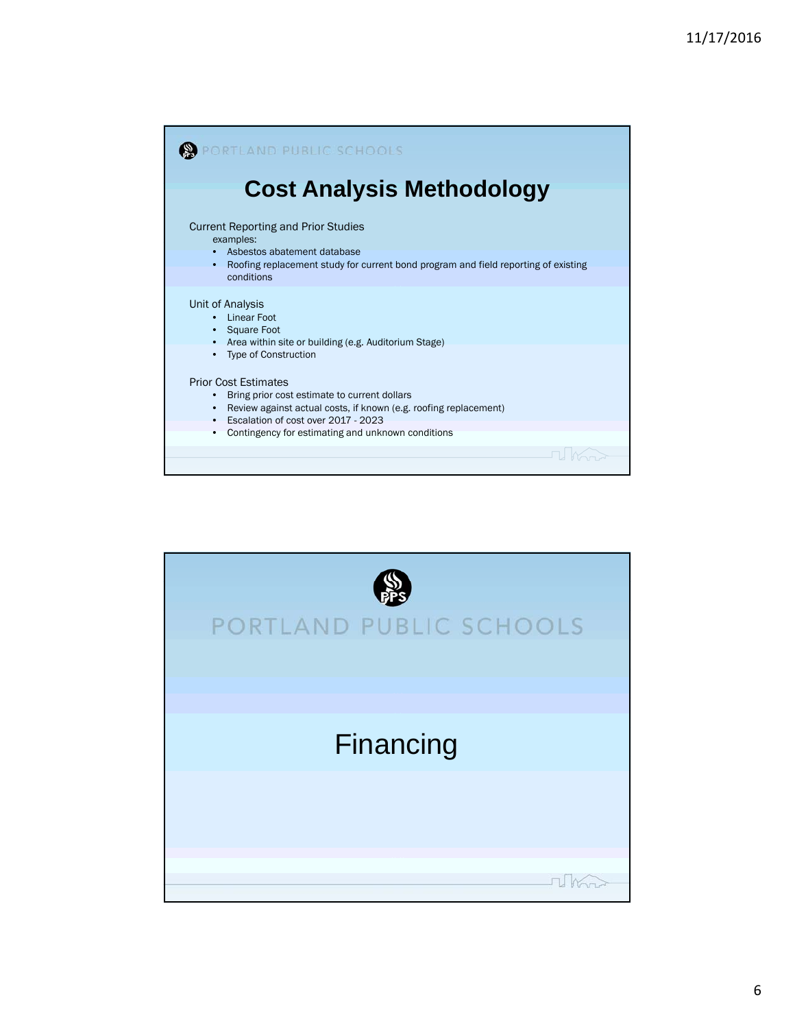PORTLAND PUBLIC SCHOOLS

# Cost Analysis Methodology

Current Reporting and Prior Studies

examples:

- Asbestos abatement database
- Roofing replacement study for current bond program and field reporting of existing conditions

Unit of Analysis

- Linear Foot
- Square Foot
- Area within site or building (e.g. Auditorium Stage)
- Type of Construction

Prior Cost Estimates

- Bring prior cost estimate to current dollars
- Review against actual costs, if known (e.g. roofing replacement)
- Escalation of cost over 2017 - 2023
- Contingency for estimating and unknown conditions

PORTLAND PUBLIC SCHOOLS

# Financing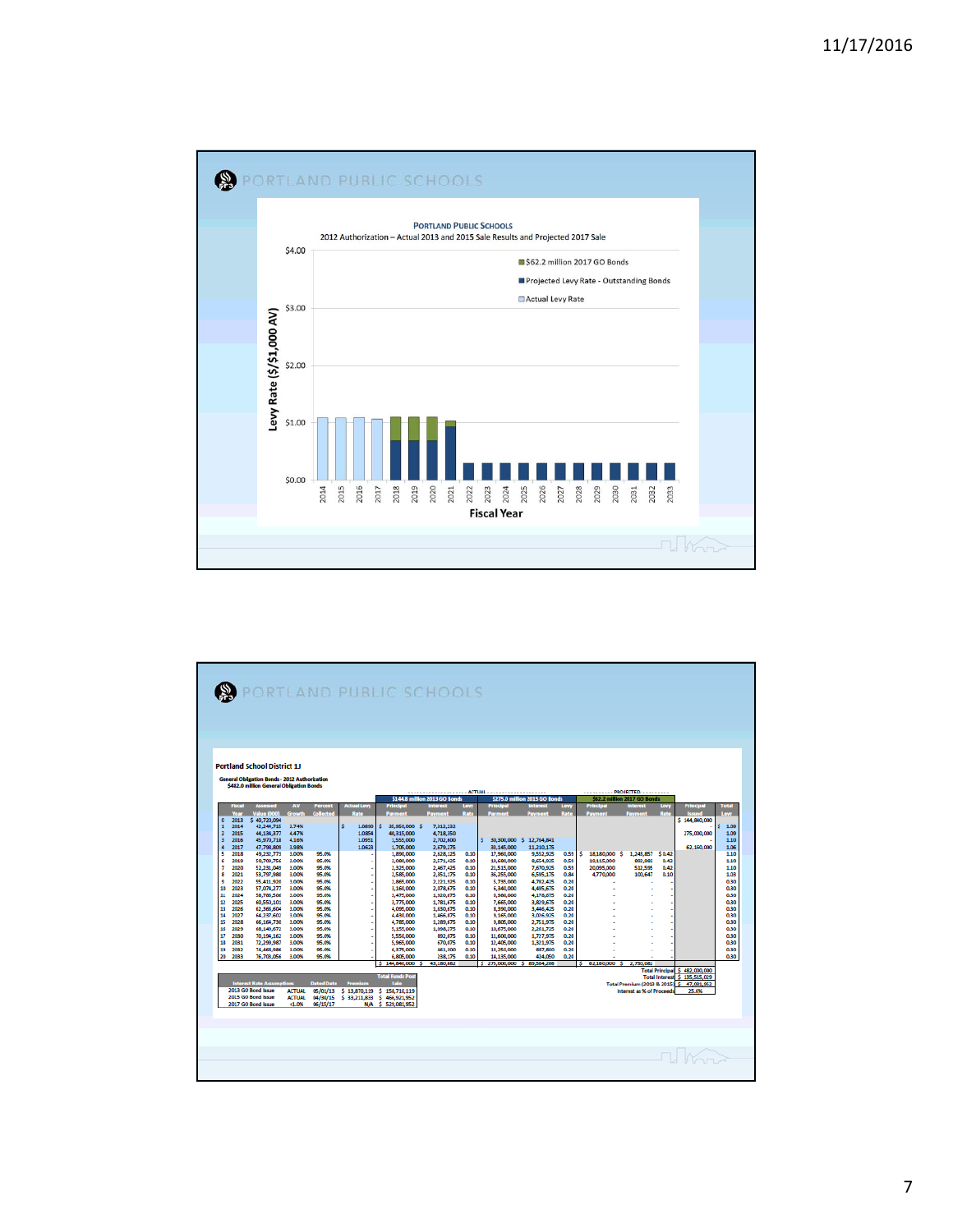## PORTLAND PUBLIC SCHOOLS

**Portland Public Schools**

2012 Authorization – Actual 2013 and 2015 Sale Results and Projected 2017 Sale

Legend: $62.2 million 2017 GO Bonds; Projected Levy Rate - Outstanding Bonds; Actual Levy Rate

Levy Rate ($/$1,000 AV)

Fiscal Year

---

## PORTLAND PUBLIC SCHOOLS

**Portland School District 1J**

General Obligation Bonds - 2012 Authorization
$482.0 million General Obligation Bonds

| | Fiscal Year | Assessed Value (000) | AV Growth | Percent Collected | Actual Levy Rate | $144.8 million 2013 GO Bonds Principal Payment | Interest Payment | Levy Rate | $275.0 million 2015 GO Bonds Principal Payment | Interest Payment | Levy Rate | $62.2 million 2017 GO Bonds Principal Payment | Interest Payment | Levy Rate | Principal Issued | Total Levy |
|---|---|---|---|---|---|---|---|---|---|---|---|---|---|---|---|---|
| 0 | 2013 | $ 40,720,094 | | | | | | | | | | | | | $ 144,840,000 | |
| 1 | 2014 | 42,244,715 | 3.74% | | $ 1.0880 | $ 35,950,000 | $ 7,312,232 | | | | | | | | | $ 1.09 |
| 2 | 2015 | 44,134,377 | 4.47% | | 1.0854 | 40,315,000 | 4,718,350 | | | | | | | | 275,000,000 | 1.09 |
| 3 | 2016 | 45,970,718 | 4.16% | | 1.0951 | 1,555,000 | 2,702,800 | | $ 30,300,000 | $ 12,764,841 | | | | | | 1.10 |
| 4 | 2017 | 47,798,809 | 3.98% | | 1.0623 | 1,700,000 | 2,679,175 | | 33,145,000 | 11,210,175 | | | | | 62,160,000 | 1.06 |
| 5 | 2018 | 49,232,773 | 3.00% | 95.0% | - | 1,890,000 | 2,628,125 | 0.10 | 17,960,000 | 9,552,925 | 0.58 | $ 18,180,000 | $ 1,243,857 | $ 0.42 | | 1.10 |
| 6 | 2019 | 50,709,756 | 3.00% | 95.0% | - | 2,080,000 | 2,571,425 | 0.10 | 19,680,000 | 8,654,925 | 0.58 | 19,115,000 | 882,983 | 0.42 | | 1.10 |
| 7 | 2020 | 52,231,048 | 3.00% | 95.0% | - | 2,325,000 | 2,467,425 | 0.10 | 21,515,000 | 7,670,925 | 0.58 | 20,095,000 | 512,595 | 0.42 | | 1.10 |
| 8 | 2021 | 53,797,980 | 3.00% | 95.0% | - | 2,585,000 | 2,351,175 | 0.10 | 36,255,000 | 6,595,175 | 0.84 | 4,770,000 | 100,647 | 0.10 | | 1.03 |
| 9 | 2022 | 55,411,920 | 3.00% | 95.0% | - | 2,865,000 | 2,221,925 | 0.10 | 5,735,000 | 4,782,425 | 0.20 | - | - | - | | 0.30 |
| 10 | 2023 | 57,074,277 | 3.00% | 95.0% | - | 3,160,000 | 2,078,675 | 0.10 | 6,340,000 | 4,495,675 | 0.20 | - | - | - | | 0.30 |
| 11 | 2024 | 58,786,506 | 3.00% | 95.0% | - | 3,475,000 | 1,920,675 | 0.10 | 6,960,000 | 4,178,675 | 0.20 | - | - | - | | 0.30 |
| 12 | 2025 | 60,550,101 | 3.00% | 95.0% | - | 3,775,000 | 1,781,675 | 0.10 | 7,665,000 | 3,829,675 | 0.20 | - | - | - | | 0.30 |
| 13 | 2026 | 62,366,604 | 3.00% | 95.0% | - | 4,095,000 | 1,630,675 | 0.10 | 8,390,000 | 3,446,425 | 0.20 | - | - | - | | 0.30 |
| 14 | 2027 | 64,237,602 | 3.00% | 95.0% | - | 4,430,000 | 1,466,875 | 0.10 | 9,165,000 | 3,026,925 | 0.20 | - | - | - | | 0.30 |
| 15 | 2028 | 66,164,730 | 3.00% | 95.0% | - | 4,785,000 | 1,289,675 | 0.10 | 9,805,000 | 2,751,975 | 0.20 | - | - | - | | 0.30 |
| 16 | 2029 | 68,149,672 | 3.00% | 95.0% | - | 5,155,000 | 1,098,275 | 0.10 | 10,675,000 | 2,261,725 | 0.20 | - | - | - | | 0.30 |
| 17 | 2030 | 70,194,162 | 3.00% | 95.0% | - | 5,550,000 | 892,075 | 0.10 | 11,600,000 | 1,727,975 | 0.20 | - | - | - | | 0.30 |
| 18 | 2031 | 72,299,987 | 3.00% | 95.0% | - | 5,965,000 | 670,075 | 0.10 | 12,405,000 | 1,321,975 | 0.20 | - | - | - | | 0.30 |
| 19 | 2032 | 74,468,986 | 3.00% | 95.0% | - | 6,375,000 | 461,300 | 0.10 | 13,250,000 | 887,800 | 0.20 | - | - | - | | 0.30 |
| 20 | 2033 | 76,703,056 | 3.00% | 95.0% | - | 6,805,000 | 238,175 | 0.10 | 14,135,000 | 424,050 | 0.20 | - | - | - | | 0.30 |
| | | | | | | $ 144,840,000 | $ 45,180,682 | | $ 275,000,000 | $ 89,584,288 | | $ 62,160,000 | $ 2,750,082 | | | |

| Interest Rate Assumptions | | Dated Date | Premium | Total Funds Post Sale |
|---|---|---|---|---|
| 2013 GO Bond Issue | ACTUAL | 05/01/13 | $ 13,870,119 | $ 158,710,119 |
| 2015 GO Bond Issue | ACTUAL | 04/30/15 | $ 33,211,833 | $ 466,921,952 |
| 2017 GO Bond Issue | +1.0% | 06/15/17 | N/A | $ 529,081,952 |

| | |
|---|---|
| Total Principal | $ 482,000,000 |
| Total Interest | $ 135,515,029 |
| Total Premium (2013 & 2015) | $ 47,081,952 |
| Interest as % of Proceeds | 25.6% |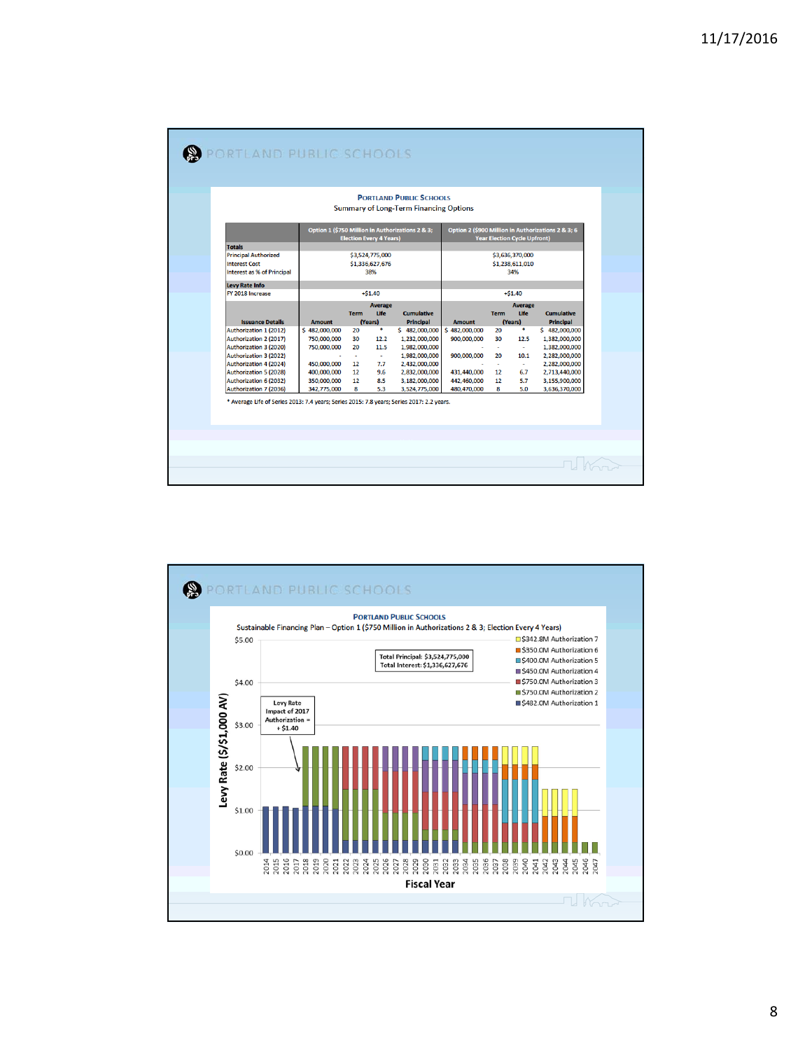## PORTLAND PUBLIC SCHOOLS

**PORTLAND PUBLIC SCHOOLS**

Summary of Long-Term Financing Options

| | Option 1 ($750 Million in Authorizations 2 & 3; Election Every 4 Years) | | | | Option 2 ($900 Million in Authorizations 2 & 3; 6 Year Election Cycle Upfront) | | | |
|---|---|---|---|---|---|---|---|---|
| **Totals** | | | | | | | | |
| Principal Authorized | $3,524,775,000 | | | | $3,636,370,000 | | | |
| Interest Cost | $1,336,627,676 | | | | $1,238,611,010 | | | |
| Interest as % of Principal | 38% | | | | 34% | | | |
| **Levy Rate Info** | | | | | | | | |
| FY 2018 Increase | +$1.40 | | | | +$1.40 | | | |
| **Issuance Details** | **Amount** | **Term** | **Average Life (Years)** | **Cumulative Principal** | **Amount** | **Term** | **Average Life (Years)** | **Cumulative Principal** |
| Authorization 1 (2012) | $ 482,000,000 | 20 | * | $ 482,000,000 | $ 482,000,000 | 20 | * | $ 482,000,000 |
| Authorization 2 (2017) | 750,000,000 | 30 | 12.2 | 1,232,000,000 | 900,000,000 | 30 | 12.5 | 1,382,000,000 |
| Authorization 3 (2020) | 750,000,000 | 20 | 11.5 | 1,982,000,000 | - | - | - | 1,382,000,000 |
| Authorization 3 (2022) | - | - | - | 1,982,000,000 | 900,000,000 | 20 | 10.1 | 2,282,000,000 |
| Authorization 4 (2024) | 450,000,000 | 12 | 7.7 | 2,432,000,000 | - | - | - | 2,282,000,000 |
| Authorization 5 (2028) | 400,000,000 | 12 | 9.6 | 2,832,000,000 | 431,440,000 | 12 | 6.7 | 2,713,440,000 |
| Authorization 6 (2032) | 350,000,000 | 12 | 8.5 | 3,182,000,000 | 442,460,000 | 12 | 5.7 | 3,155,900,000 |
| Authorization 7 (2036) | 342,775,000 | 8 | 5.3 | 3,524,775,000 | 480,470,000 | 8 | 5.0 | 3,636,370,000 |

* Average Life of Series 2013: 7.4 years; Series 2015: 7.8 years; Series 2017: 2.2 years.

## PORTLAND PUBLIC SCHOOLS

**PORTLAND PUBLIC SCHOOLS**

Sustainable Financing Plan – Option 1 ($750 Million in Authorizations 2 & 3; Election Every 4 Years)

Total Principal: $3,524,775,000
Total Interest: $1,336,627,676

Levy Rate Impact of 2017 Authorization = + $1.40

Legend: $342.8M Authorization 7; $350.0M Authorization 6; $400.0M Authorization 5; $450.0M Authorization 4; $750.0M Authorization 3; $750.0M Authorization 2; $482.0M Authorization 1

Y-axis: Levy Rate ($/$1,000 AV) — $0.00, $1.00, $2.00, $3.00, $4.00, $5.00

X-axis: Fiscal Year — 2014 through 2047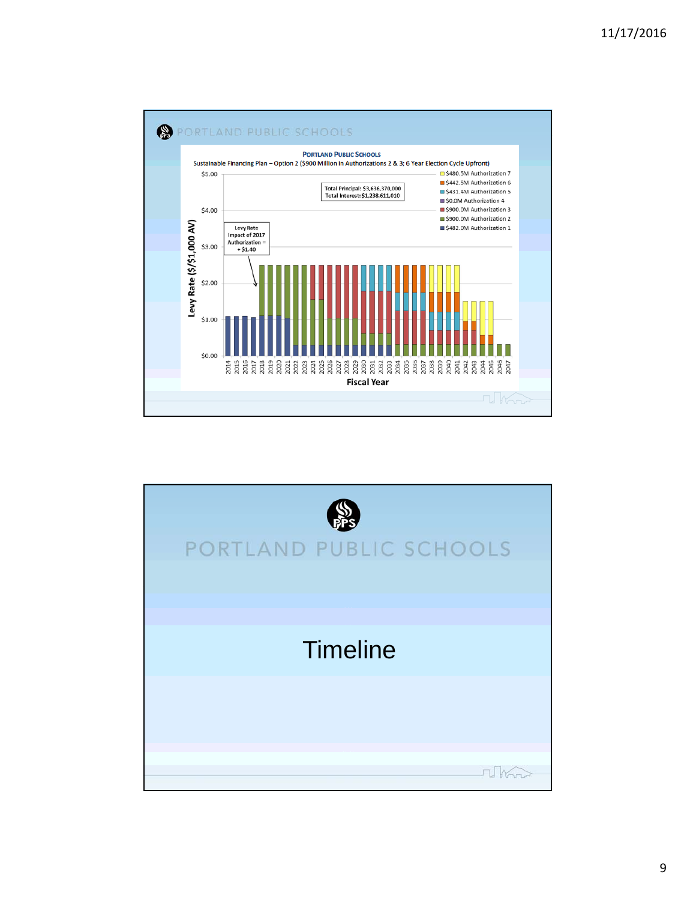PORTLAND PUBLIC SCHOOLS

**PORTLAND PUBLIC SCHOOLS**

Sustainable Financing Plan – Option 2 ($900 Million in Authorizations 2 & 3; 6 Year Election Cycle Upfront)

Total Principal: $3,636,370,000
Total Interest: $1,238,611,010

Levy Rate Impact of 2017 Authorization = + $1.40

- $480.5M Authorization 7
- $442.5M Authorization 6
- $431.4M Authorization 5
- $0.0M Authorization 4
- $900.0M Authorization 3
- $900.0M Authorization 2
- $482.0M Authorization 1

Levy Rate ($/$1,000 AV)

Fiscal Year

---

PORTLAND PUBLIC SCHOOLS

# Timeline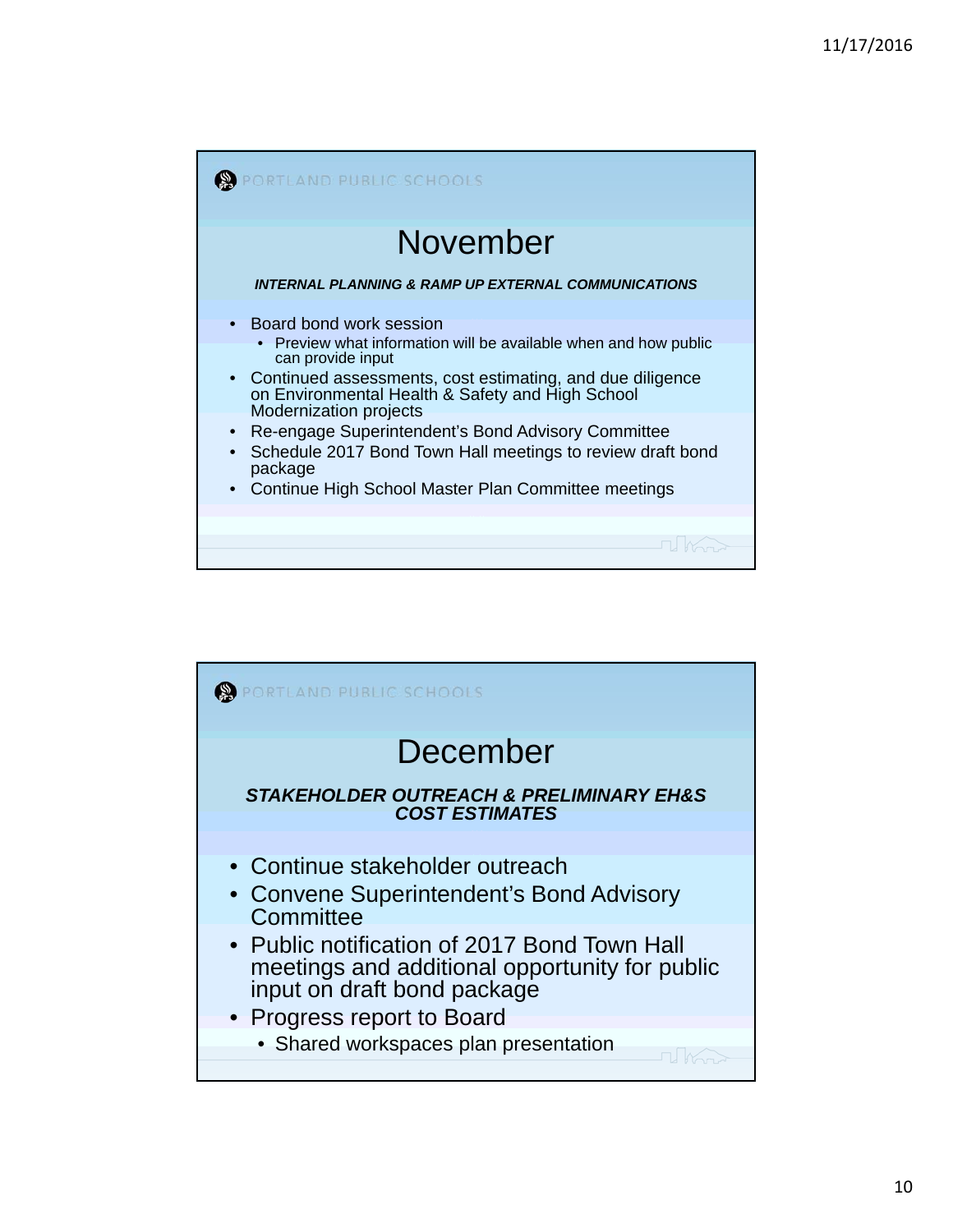## November

***INTERNAL PLANNING & RAMP UP EXTERNAL COMMUNICATIONS***

- Board bond work session
  - Preview what information will be available when and how public can provide input
- Continued assessments, cost estimating, and due diligence on Environmental Health & Safety and High School Modernization projects
- Re-engage Superintendent's Bond Advisory Committee
- Schedule 2017 Bond Town Hall meetings to review draft bond package
- Continue High School Master Plan Committee meetings

## December

***STAKEHOLDER OUTREACH & PRELIMINARY EH&S COST ESTIMATES***

- Continue stakeholder outreach
- Convene Superintendent's Bond Advisory Committee
- Public notification of 2017 Bond Town Hall meetings and additional opportunity for public input on draft bond package
- Progress report to Board
  - Shared workspaces plan presentation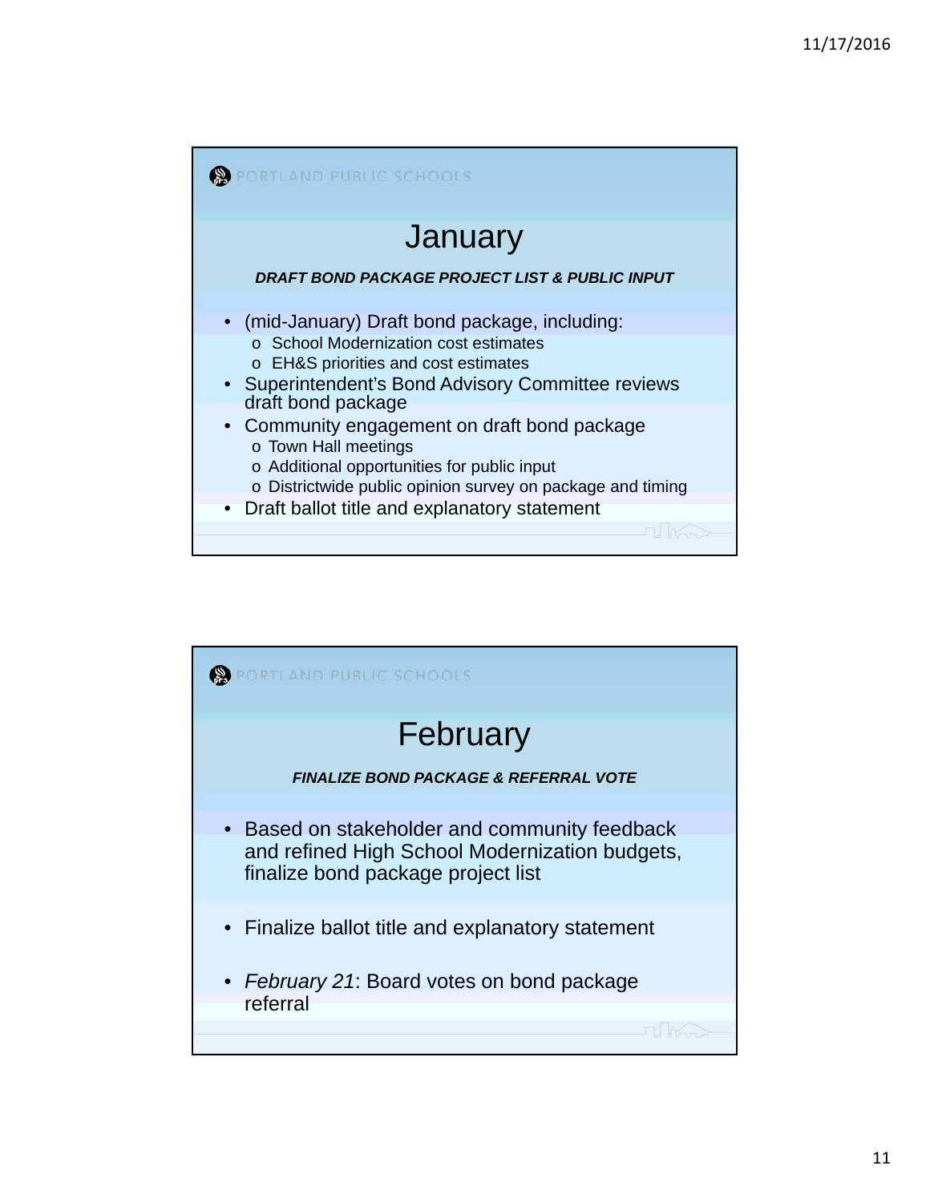PORTLAND PUBLIC SCHOOLS

# January

***DRAFT BOND PACKAGE PROJECT LIST & PUBLIC INPUT***

- (mid-January) Draft bond package, including:
  - School Modernization cost estimates
  - EH&S priorities and cost estimates
- Superintendent's Bond Advisory Committee reviews draft bond package
- Community engagement on draft bond package
  - Town Hall meetings
  - Additional opportunities for public input
  - Districtwide public opinion survey on package and timing
- Draft ballot title and explanatory statement

PORTLAND PUBLIC SCHOOLS

# February

***FINALIZE BOND PACKAGE & REFERRAL VOTE***

- Based on stakeholder and community feedback and refined High School Modernization budgets, finalize bond package project list
- Finalize ballot title and explanatory statement
- *February 21*: Board votes on bond package referral